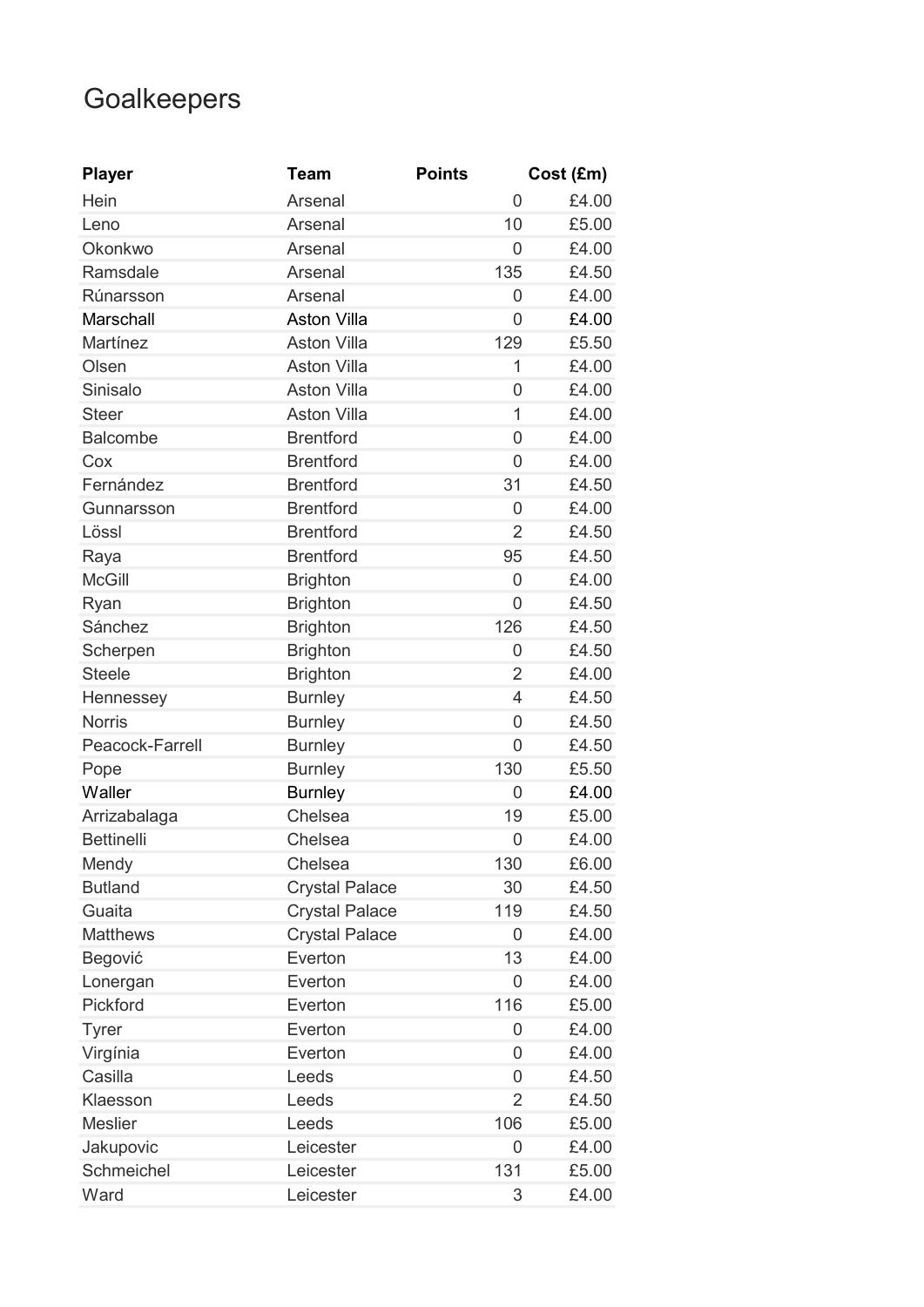# Goalkeepers

| Player | Team | Points | Cost (£m) |
|---|---|---|---|
| Hein | Arsenal | 0 | £4.00 |
| Leno | Arsenal | 10 | £5.00 |
| Okonkwo | Arsenal | 0 | £4.00 |
| Ramsdale | Arsenal | 135 | £4.50 |
| Rúnarsson | Arsenal | 0 | £4.00 |
| Marschall | Aston Villa | 0 | £4.00 |
| Martínez | Aston Villa | 129 | £5.50 |
| Olsen | Aston Villa | 1 | £4.00 |
| Sinisalo | Aston Villa | 0 | £4.00 |
| Steer | Aston Villa | 1 | £4.00 |
| Balcombe | Brentford | 0 | £4.00 |
| Cox | Brentford | 0 | £4.00 |
| Fernández | Brentford | 31 | £4.50 |
| Gunnarsson | Brentford | 0 | £4.00 |
| Lössl | Brentford | 2 | £4.50 |
| Raya | Brentford | 95 | £4.50 |
| McGill | Brighton | 0 | £4.00 |
| Ryan | Brighton | 0 | £4.50 |
| Sánchez | Brighton | 126 | £4.50 |
| Scherpen | Brighton | 0 | £4.50 |
| Steele | Brighton | 2 | £4.00 |
| Hennessey | Burnley | 4 | £4.50 |
| Norris | Burnley | 0 | £4.50 |
| Peacock-Farrell | Burnley | 0 | £4.50 |
| Pope | Burnley | 130 | £5.50 |
| Waller | Burnley | 0 | £4.00 |
| Arrizabalaga | Chelsea | 19 | £5.00 |
| Bettinelli | Chelsea | 0 | £4.00 |
| Mendy | Chelsea | 130 | £6.00 |
| Butland | Crystal Palace | 30 | £4.50 |
| Guaita | Crystal Palace | 119 | £4.50 |
| Matthews | Crystal Palace | 0 | £4.00 |
| Begović | Everton | 13 | £4.00 |
| Lonergan | Everton | 0 | £4.00 |
| Pickford | Everton | 116 | £5.00 |
| Tyrer | Everton | 0 | £4.00 |
| Virgínia | Everton | 0 | £4.00 |
| Casilla | Leeds | 0 | £4.50 |
| Klaesson | Leeds | 2 | £4.50 |
| Meslier | Leeds | 106 | £5.00 |
| Jakupovic | Leicester | 0 | £4.00 |
| Schmeichel | Leicester | 131 | £5.00 |
| Ward | Leicester | 3 | £4.00 |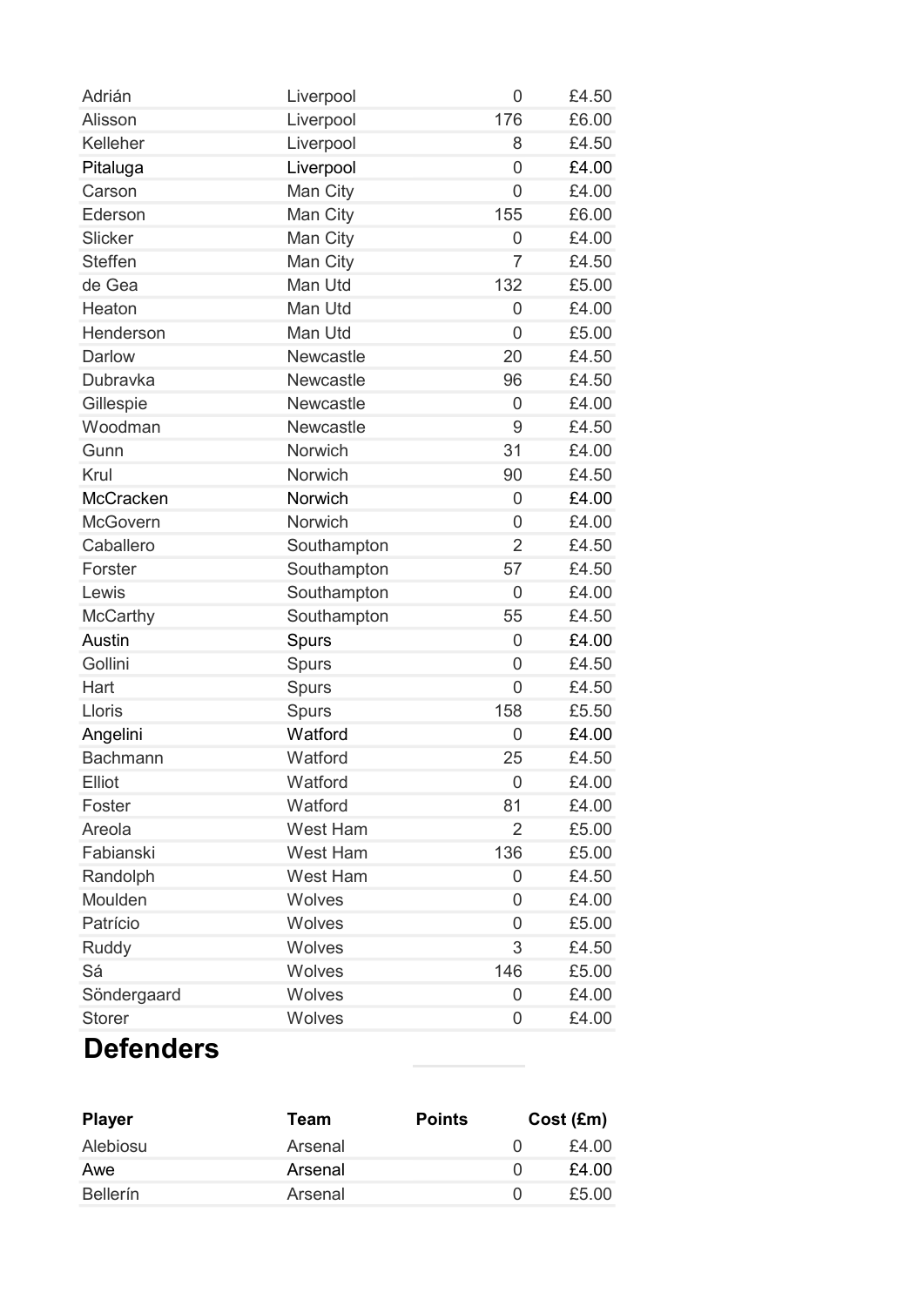| | | | |
|---|---|---|---|
| Adrián | Liverpool | 0 | £4.50 |
| Alisson | Liverpool | 176 | £6.00 |
| Kelleher | Liverpool | 8 | £4.50 |
| Pitaluga | Liverpool | 0 | £4.00 |
| Carson | Man City | 0 | £4.00 |
| Ederson | Man City | 155 | £6.00 |
| Slicker | Man City | 0 | £4.00 |
| Steffen | Man City | 7 | £4.50 |
| de Gea | Man Utd | 132 | £5.00 |
| Heaton | Man Utd | 0 | £4.00 |
| Henderson | Man Utd | 0 | £5.00 |
| Darlow | Newcastle | 20 | £4.50 |
| Dubravka | Newcastle | 96 | £4.50 |
| Gillespie | Newcastle | 0 | £4.00 |
| Woodman | Newcastle | 9 | £4.50 |
| Gunn | Norwich | 31 | £4.00 |
| Krul | Norwich | 90 | £4.50 |
| McCracken | Norwich | 0 | £4.00 |
| McGovern | Norwich | 0 | £4.00 |
| Caballero | Southampton | 2 | £4.50 |
| Forster | Southampton | 57 | £4.50 |
| Lewis | Southampton | 0 | £4.00 |
| McCarthy | Southampton | 55 | £4.50 |
| Austin | Spurs | 0 | £4.00 |
| Gollini | Spurs | 0 | £4.50 |
| Hart | Spurs | 0 | £4.50 |
| Lloris | Spurs | 158 | £5.50 |
| Angelini | Watford | 0 | £4.00 |
| Bachmann | Watford | 25 | £4.50 |
| Elliot | Watford | 0 | £4.00 |
| Foster | Watford | 81 | £4.00 |
| Areola | West Ham | 2 | £5.00 |
| Fabianski | West Ham | 136 | £5.00 |
| Randolph | West Ham | 0 | £4.50 |
| Moulden | Wolves | 0 | £4.00 |
| Patrício | Wolves | 0 | £5.00 |
| Ruddy | Wolves | 3 | £4.50 |
| Sá | Wolves | 146 | £5.00 |
| Söndergaard | Wolves | 0 | £4.00 |
| Storer | Wolves | 0 | £4.00 |

## Defenders

| Player | Team | Points | Cost (£m) |
|---|---|---|---|
| Alebiosu | Arsenal | 0 | £4.00 |
| Awe | Arsenal | 0 | £4.00 |
| Bellerín | Arsenal | 0 | £5.00 |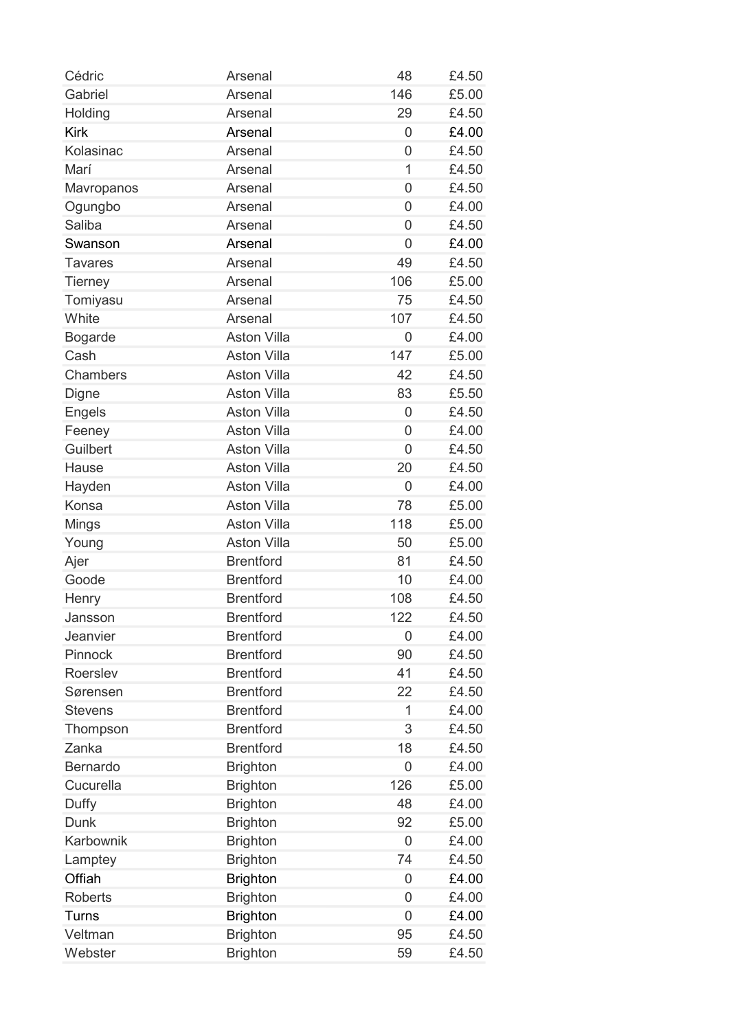| | | | |
|---|---|---|---|
| Cédric | Arsenal | 48 | £4.50 |
| Gabriel | Arsenal | 146 | £5.00 |
| Holding | Arsenal | 29 | £4.50 |
| Kirk | Arsenal | 0 | £4.00 |
| Kolasinac | Arsenal | 0 | £4.50 |
| Marí | Arsenal | 1 | £4.50 |
| Mavropanos | Arsenal | 0 | £4.50 |
| Ogungbo | Arsenal | 0 | £4.00 |
| Saliba | Arsenal | 0 | £4.50 |
| Swanson | Arsenal | 0 | £4.00 |
| Tavares | Arsenal | 49 | £4.50 |
| Tierney | Arsenal | 106 | £5.00 |
| Tomiyasu | Arsenal | 75 | £4.50 |
| White | Arsenal | 107 | £4.50 |
| Bogarde | Aston Villa | 0 | £4.00 |
| Cash | Aston Villa | 147 | £5.00 |
| Chambers | Aston Villa | 42 | £4.50 |
| Digne | Aston Villa | 83 | £5.50 |
| Engels | Aston Villa | 0 | £4.50 |
| Feeney | Aston Villa | 0 | £4.00 |
| Guilbert | Aston Villa | 0 | £4.50 |
| Hause | Aston Villa | 20 | £4.50 |
| Hayden | Aston Villa | 0 | £4.00 |
| Konsa | Aston Villa | 78 | £5.00 |
| Mings | Aston Villa | 118 | £5.00 |
| Young | Aston Villa | 50 | £5.00 |
| Ajer | Brentford | 81 | £4.50 |
| Goode | Brentford | 10 | £4.00 |
| Henry | Brentford | 108 | £4.50 |
| Jansson | Brentford | 122 | £4.50 |
| Jeanvier | Brentford | 0 | £4.00 |
| Pinnock | Brentford | 90 | £4.50 |
| Roerslev | Brentford | 41 | £4.50 |
| Sørensen | Brentford | 22 | £4.50 |
| Stevens | Brentford | 1 | £4.00 |
| Thompson | Brentford | 3 | £4.50 |
| Zanka | Brentford | 18 | £4.50 |
| Bernardo | Brighton | 0 | £4.00 |
| Cucurella | Brighton | 126 | £5.00 |
| Duffy | Brighton | 48 | £4.00 |
| Dunk | Brighton | 92 | £5.00 |
| Karbownik | Brighton | 0 | £4.00 |
| Lamptey | Brighton | 74 | £4.50 |
| Offiah | Brighton | 0 | £4.00 |
| Roberts | Brighton | 0 | £4.00 |
| Turns | Brighton | 0 | £4.00 |
| Veltman | Brighton | 95 | £4.50 |
| Webster | Brighton | 59 | £4.50 |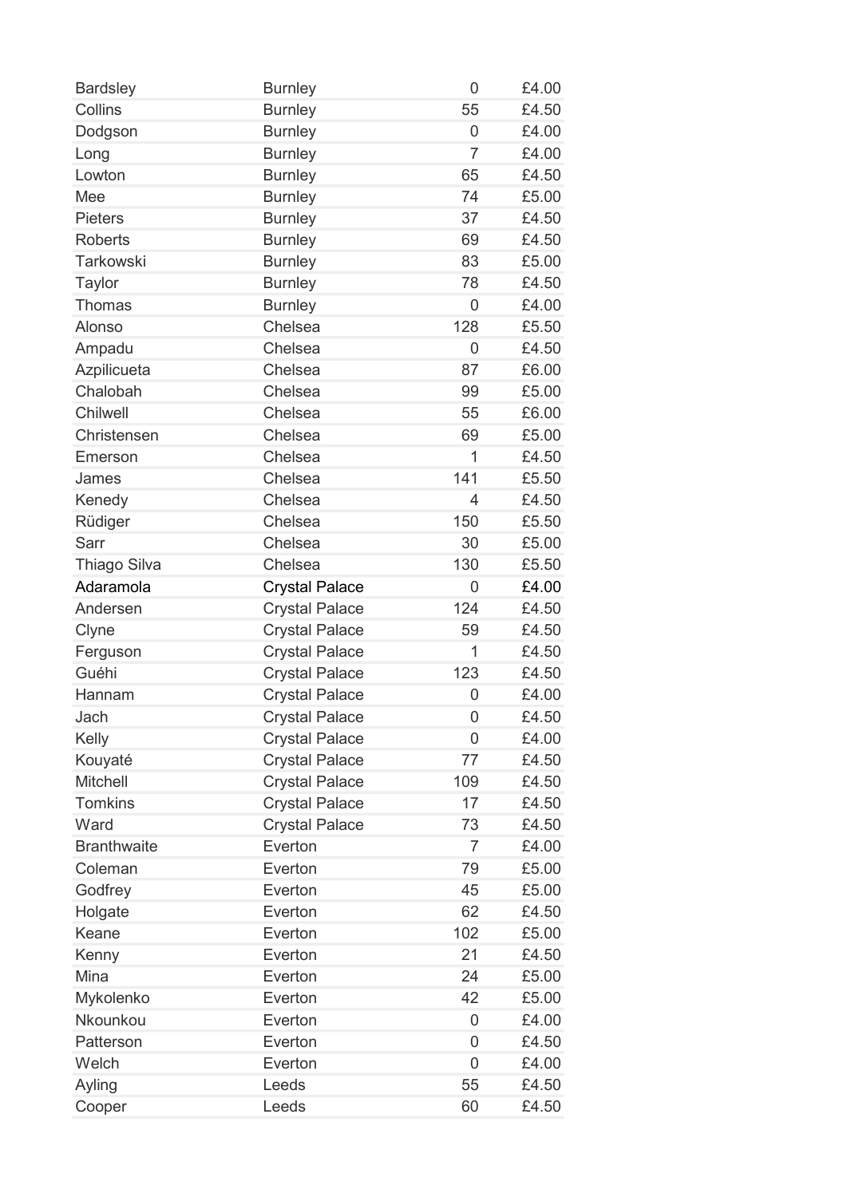| | | | |
|---|---|---|---|
| Bardsley | Burnley | 0 | £4.00 |
| Collins | Burnley | 55 | £4.50 |
| Dodgson | Burnley | 0 | £4.00 |
| Long | Burnley | 7 | £4.00 |
| Lowton | Burnley | 65 | £4.50 |
| Mee | Burnley | 74 | £5.00 |
| Pieters | Burnley | 37 | £4.50 |
| Roberts | Burnley | 69 | £4.50 |
| Tarkowski | Burnley | 83 | £5.00 |
| Taylor | Burnley | 78 | £4.50 |
| Thomas | Burnley | 0 | £4.00 |
| Alonso | Chelsea | 128 | £5.50 |
| Ampadu | Chelsea | 0 | £4.50 |
| Azpilicueta | Chelsea | 87 | £6.00 |
| Chalobah | Chelsea | 99 | £5.00 |
| Chilwell | Chelsea | 55 | £6.00 |
| Christensen | Chelsea | 69 | £5.00 |
| Emerson | Chelsea | 1 | £4.50 |
| James | Chelsea | 141 | £5.50 |
| Kenedy | Chelsea | 4 | £4.50 |
| Rüdiger | Chelsea | 150 | £5.50 |
| Sarr | Chelsea | 30 | £5.00 |
| Thiago Silva | Chelsea | 130 | £5.50 |
| Adaramola | Crystal Palace | 0 | £4.00 |
| Andersen | Crystal Palace | 124 | £4.50 |
| Clyne | Crystal Palace | 59 | £4.50 |
| Ferguson | Crystal Palace | 1 | £4.50 |
| Guéhi | Crystal Palace | 123 | £4.50 |
| Hannam | Crystal Palace | 0 | £4.00 |
| Jach | Crystal Palace | 0 | £4.50 |
| Kelly | Crystal Palace | 0 | £4.00 |
| Kouyaté | Crystal Palace | 77 | £4.50 |
| Mitchell | Crystal Palace | 109 | £4.50 |
| Tomkins | Crystal Palace | 17 | £4.50 |
| Ward | Crystal Palace | 73 | £4.50 |
| Branthwaite | Everton | 7 | £4.00 |
| Coleman | Everton | 79 | £5.00 |
| Godfrey | Everton | 45 | £5.00 |
| Holgate | Everton | 62 | £4.50 |
| Keane | Everton | 102 | £5.00 |
| Kenny | Everton | 21 | £4.50 |
| Mina | Everton | 24 | £5.00 |
| Mykolenko | Everton | 42 | £5.00 |
| Nkounkou | Everton | 0 | £4.00 |
| Patterson | Everton | 0 | £4.50 |
| Welch | Everton | 0 | £4.00 |
| Ayling | Leeds | 55 | £4.50 |
| Cooper | Leeds | 60 | £4.50 |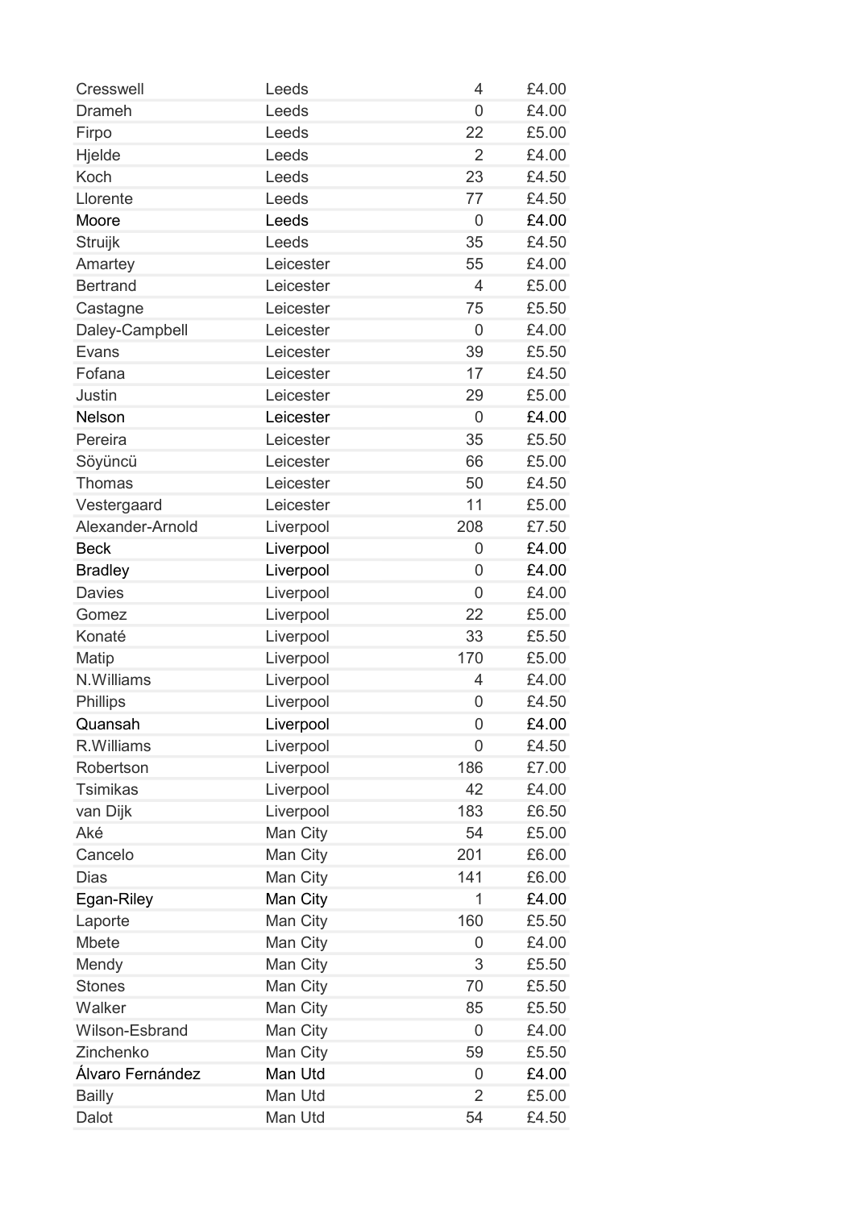| | | | |
|---|---|---|---|
| Cresswell | Leeds | 4 | £4.00 |
| Drameh | Leeds | 0 | £4.00 |
| Firpo | Leeds | 22 | £5.00 |
| Hjelde | Leeds | 2 | £4.00 |
| Koch | Leeds | 23 | £4.50 |
| Llorente | Leeds | 77 | £4.50 |
| Moore | Leeds | 0 | £4.00 |
| Struijk | Leeds | 35 | £4.50 |
| Amartey | Leicester | 55 | £4.00 |
| Bertrand | Leicester | 4 | £5.00 |
| Castagne | Leicester | 75 | £5.50 |
| Daley-Campbell | Leicester | 0 | £4.00 |
| Evans | Leicester | 39 | £5.50 |
| Fofana | Leicester | 17 | £4.50 |
| Justin | Leicester | 29 | £5.00 |
| Nelson | Leicester | 0 | £4.00 |
| Pereira | Leicester | 35 | £5.50 |
| Söyüncü | Leicester | 66 | £5.00 |
| Thomas | Leicester | 50 | £4.50 |
| Vestergaard | Leicester | 11 | £5.00 |
| Alexander-Arnold | Liverpool | 208 | £7.50 |
| Beck | Liverpool | 0 | £4.00 |
| Bradley | Liverpool | 0 | £4.00 |
| Davies | Liverpool | 0 | £4.00 |
| Gomez | Liverpool | 22 | £5.00 |
| Konaté | Liverpool | 33 | £5.50 |
| Matip | Liverpool | 170 | £5.00 |
| N.Williams | Liverpool | 4 | £4.00 |
| Phillips | Liverpool | 0 | £4.50 |
| Quansah | Liverpool | 0 | £4.00 |
| R.Williams | Liverpool | 0 | £4.50 |
| Robertson | Liverpool | 186 | £7.00 |
| Tsimikas | Liverpool | 42 | £4.00 |
| van Dijk | Liverpool | 183 | £6.50 |
| Aké | Man City | 54 | £5.00 |
| Cancelo | Man City | 201 | £6.00 |
| Dias | Man City | 141 | £6.00 |
| Egan-Riley | Man City | 1 | £4.00 |
| Laporte | Man City | 160 | £5.50 |
| Mbete | Man City | 0 | £4.00 |
| Mendy | Man City | 3 | £5.50 |
| Stones | Man City | 70 | £5.50 |
| Walker | Man City | 85 | £5.50 |
| Wilson-Esbrand | Man City | 0 | £4.00 |
| Zinchenko | Man City | 59 | £5.50 |
| Álvaro Fernández | Man Utd | 0 | £4.00 |
| Bailly | Man Utd | 2 | £5.00 |
| Dalot | Man Utd | 54 | £4.50 |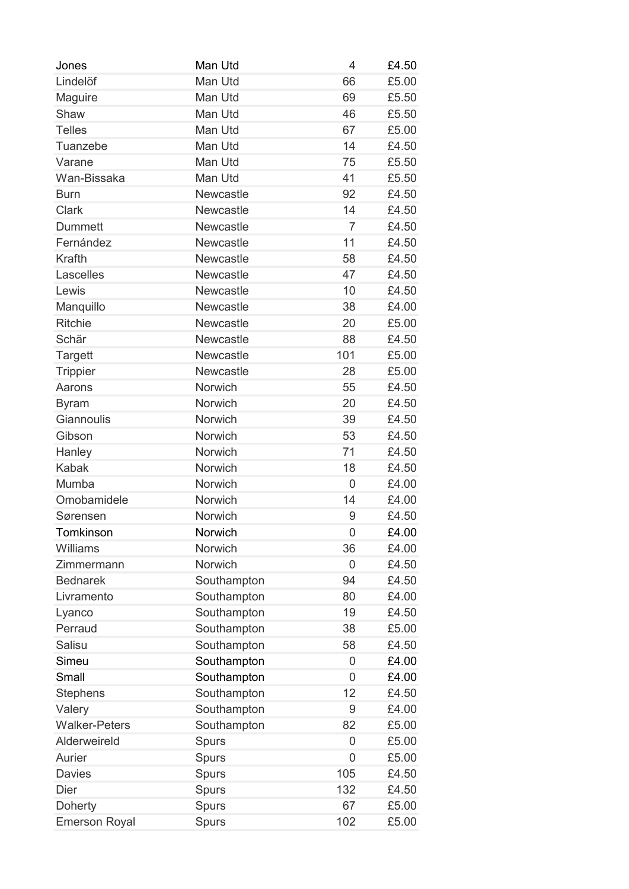| Jones | Man Utd | 4 | £4.50 |
|---|---|---|---|
| Lindelöf | Man Utd | 66 | £5.00 |
| Maguire | Man Utd | 69 | £5.50 |
| Shaw | Man Utd | 46 | £5.50 |
| Telles | Man Utd | 67 | £5.00 |
| Tuanzebe | Man Utd | 14 | £4.50 |
| Varane | Man Utd | 75 | £5.50 |
| Wan-Bissaka | Man Utd | 41 | £5.50 |
| Burn | Newcastle | 92 | £4.50 |
| Clark | Newcastle | 14 | £4.50 |
| Dummett | Newcastle | 7 | £4.50 |
| Fernández | Newcastle | 11 | £4.50 |
| Krafth | Newcastle | 58 | £4.50 |
| Lascelles | Newcastle | 47 | £4.50 |
| Lewis | Newcastle | 10 | £4.50 |
| Manquillo | Newcastle | 38 | £4.00 |
| Ritchie | Newcastle | 20 | £5.00 |
| Schär | Newcastle | 88 | £4.50 |
| Targett | Newcastle | 101 | £5.00 |
| Trippier | Newcastle | 28 | £5.00 |
| Aarons | Norwich | 55 | £4.50 |
| Byram | Norwich | 20 | £4.50 |
| Giannoulis | Norwich | 39 | £4.50 |
| Gibson | Norwich | 53 | £4.50 |
| Hanley | Norwich | 71 | £4.50 |
| Kabak | Norwich | 18 | £4.50 |
| Mumba | Norwich | 0 | £4.00 |
| Omobamidele | Norwich | 14 | £4.00 |
| Sørensen | Norwich | 9 | £4.50 |
| Tomkinson | Norwich | 0 | £4.00 |
| Williams | Norwich | 36 | £4.00 |
| Zimmermann | Norwich | 0 | £4.50 |
| Bednarek | Southampton | 94 | £4.50 |
| Livramento | Southampton | 80 | £4.00 |
| Lyanco | Southampton | 19 | £4.50 |
| Perraud | Southampton | 38 | £5.00 |
| Salisu | Southampton | 58 | £4.50 |
| Simeu | Southampton | 0 | £4.00 |
| Small | Southampton | 0 | £4.00 |
| Stephens | Southampton | 12 | £4.50 |
| Valery | Southampton | 9 | £4.00 |
| Walker-Peters | Southampton | 82 | £5.00 |
| Alderweireld | Spurs | 0 | £5.00 |
| Aurier | Spurs | 0 | £5.00 |
| Davies | Spurs | 105 | £4.50 |
| Dier | Spurs | 132 | £4.50 |
| Doherty | Spurs | 67 | £5.00 |
| Emerson Royal | Spurs | 102 | £5.00 |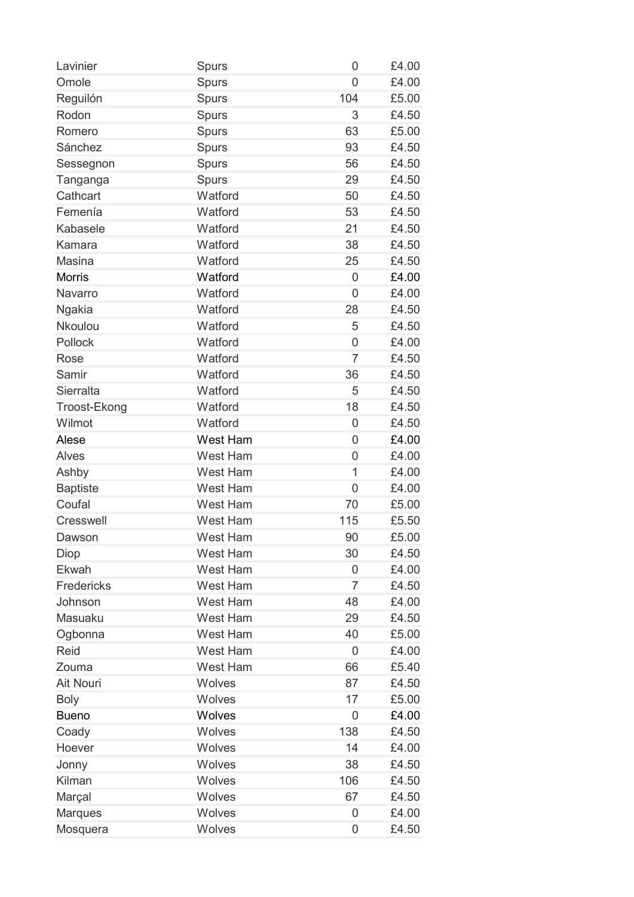| | | | |
|---|---|---|---|
| Lavinier | Spurs | 0 | £4.00 |
| Omole | Spurs | 0 | £4.00 |
| Reguilón | Spurs | 104 | £5.00 |
| Rodon | Spurs | 3 | £4.50 |
| Romero | Spurs | 63 | £5.00 |
| Sánchez | Spurs | 93 | £4.50 |
| Sessegnon | Spurs | 56 | £4.50 |
| Tanganga | Spurs | 29 | £4.50 |
| Cathcart | Watford | 50 | £4.50 |
| Femenía | Watford | 53 | £4.50 |
| Kabasele | Watford | 21 | £4.50 |
| Kamara | Watford | 38 | £4.50 |
| Masina | Watford | 25 | £4.50 |
| Morris | Watford | 0 | £4.00 |
| Navarro | Watford | 0 | £4.00 |
| Ngakia | Watford | 28 | £4.50 |
| Nkoulou | Watford | 5 | £4.50 |
| Pollock | Watford | 0 | £4.00 |
| Rose | Watford | 7 | £4.50 |
| Samir | Watford | 36 | £4.50 |
| Sierralta | Watford | 5 | £4.50 |
| Troost-Ekong | Watford | 18 | £4.50 |
| Wilmot | Watford | 0 | £4.50 |
| Alese | West Ham | 0 | £4.00 |
| Alves | West Ham | 0 | £4.00 |
| Ashby | West Ham | 1 | £4.00 |
| Baptiste | West Ham | 0 | £4.00 |
| Coufal | West Ham | 70 | £5.00 |
| Cresswell | West Ham | 115 | £5.50 |
| Dawson | West Ham | 90 | £5.00 |
| Diop | West Ham | 30 | £4.50 |
| Ekwah | West Ham | 0 | £4.00 |
| Fredericks | West Ham | 7 | £4.50 |
| Johnson | West Ham | 48 | £4.00 |
| Masuaku | West Ham | 29 | £4.50 |
| Ogbonna | West Ham | 40 | £5.00 |
| Reid | West Ham | 0 | £4.00 |
| Zouma | West Ham | 66 | £5.40 |
| Ait Nouri | Wolves | 87 | £4.50 |
| Boly | Wolves | 17 | £5.00 |
| Bueno | Wolves | 0 | £4.00 |
| Coady | Wolves | 138 | £4.50 |
| Hoever | Wolves | 14 | £4.00 |
| Jonny | Wolves | 38 | £4.50 |
| Kilman | Wolves | 106 | £4.50 |
| Marçal | Wolves | 67 | £4.50 |
| Marques | Wolves | 0 | £4.00 |
| Mosquera | Wolves | 0 | £4.50 |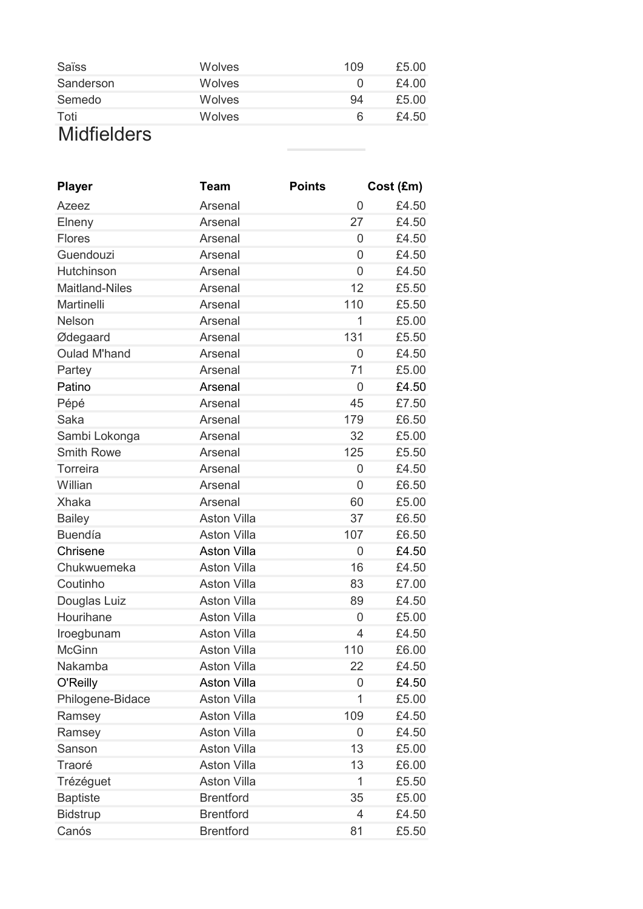| Saïss | Wolves | 109 | £5.00 |
|---|---|---|---|
| Sanderson | Wolves | 0 | £4.00 |
| Semedo | Wolves | 94 | £5.00 |
| Toti | Wolves | 6 | £4.50 |

# Midfielders

| Player | Team | Points | Cost (£m) |
|---|---|---|---|
| Azeez | Arsenal | 0 | £4.50 |
| Elneny | Arsenal | 27 | £4.50 |
| Flores | Arsenal | 0 | £4.50 |
| Guendouzi | Arsenal | 0 | £4.50 |
| Hutchinson | Arsenal | 0 | £4.50 |
| Maitland-Niles | Arsenal | 12 | £5.50 |
| Martinelli | Arsenal | 110 | £5.50 |
| Nelson | Arsenal | 1 | £5.00 |
| Ødegaard | Arsenal | 131 | £5.50 |
| Oulad M'hand | Arsenal | 0 | £4.50 |
| Partey | Arsenal | 71 | £5.00 |
| Patino | Arsenal | 0 | £4.50 |
| Pépé | Arsenal | 45 | £7.50 |
| Saka | Arsenal | 179 | £6.50 |
| Sambi Lokonga | Arsenal | 32 | £5.00 |
| Smith Rowe | Arsenal | 125 | £5.50 |
| Torreira | Arsenal | 0 | £4.50 |
| Willian | Arsenal | 0 | £6.50 |
| Xhaka | Arsenal | 60 | £5.00 |
| Bailey | Aston Villa | 37 | £6.50 |
| Buendía | Aston Villa | 107 | £6.50 |
| Chrisene | Aston Villa | 0 | £4.50 |
| Chukwuemeka | Aston Villa | 16 | £4.50 |
| Coutinho | Aston Villa | 83 | £7.00 |
| Douglas Luiz | Aston Villa | 89 | £4.50 |
| Hourihane | Aston Villa | 0 | £5.00 |
| Iroegbunam | Aston Villa | 4 | £4.50 |
| McGinn | Aston Villa | 110 | £6.00 |
| Nakamba | Aston Villa | 22 | £4.50 |
| O'Reilly | Aston Villa | 0 | £4.50 |
| Philogene-Bidace | Aston Villa | 1 | £5.00 |
| Ramsey | Aston Villa | 109 | £4.50 |
| Ramsey | Aston Villa | 0 | £4.50 |
| Sanson | Aston Villa | 13 | £5.00 |
| Traoré | Aston Villa | 13 | £6.00 |
| Trézéguet | Aston Villa | 1 | £5.50 |
| Baptiste | Brentford | 35 | £5.00 |
| Bidstrup | Brentford | 4 | £4.50 |
| Canós | Brentford | 81 | £5.50 |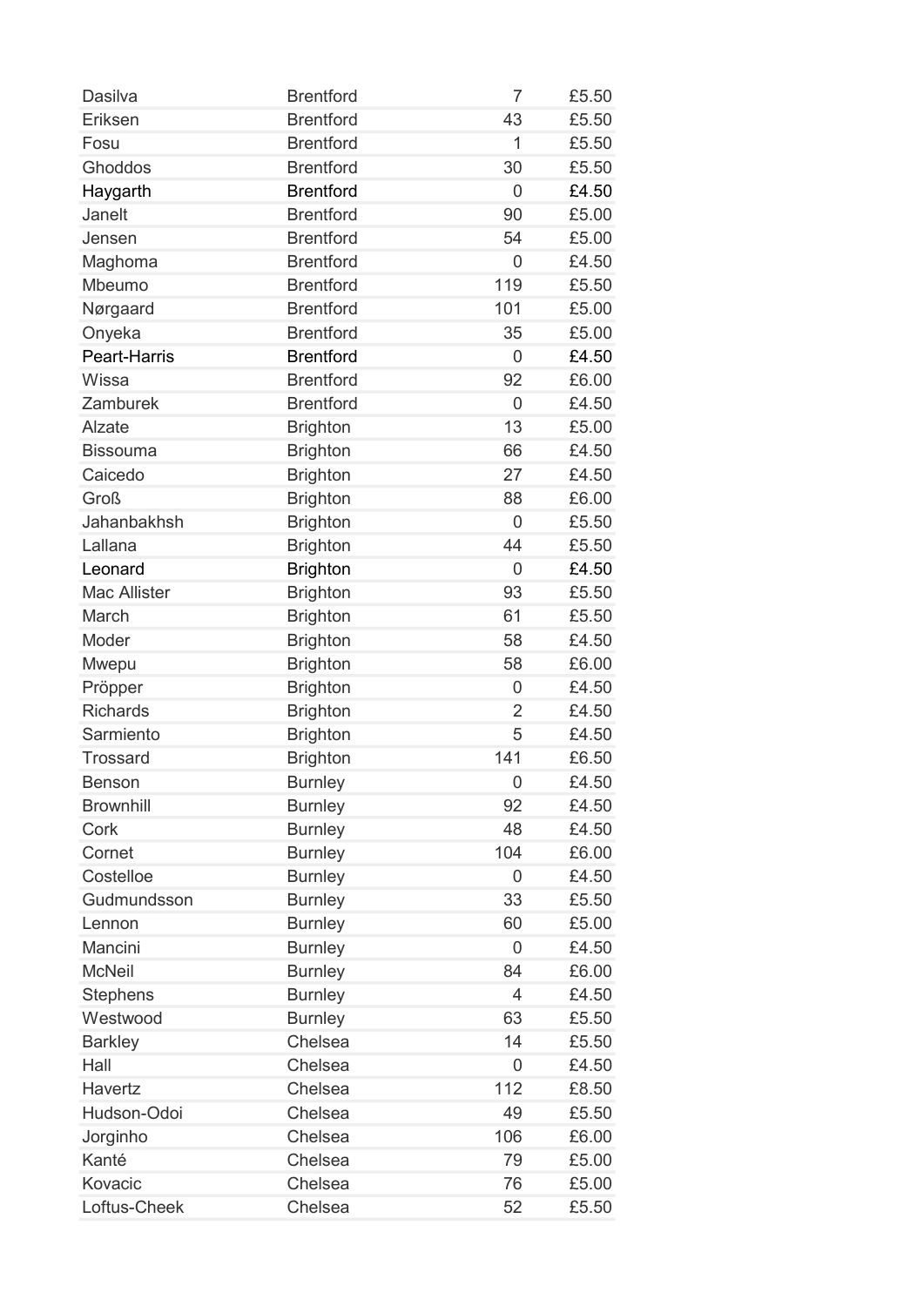| | | | |
|---|---|---|---|
| Dasilva | Brentford | 7 | £5.50 |
| Eriksen | Brentford | 43 | £5.50 |
| Fosu | Brentford | 1 | £5.50 |
| Ghoddos | Brentford | 30 | £5.50 |
| Haygarth | Brentford | 0 | £4.50 |
| Janelt | Brentford | 90 | £5.00 |
| Jensen | Brentford | 54 | £5.00 |
| Maghoma | Brentford | 0 | £4.50 |
| Mbeumo | Brentford | 119 | £5.50 |
| Nørgaard | Brentford | 101 | £5.00 |
| Onyeka | Brentford | 35 | £5.00 |
| Peart-Harris | Brentford | 0 | £4.50 |
| Wissa | Brentford | 92 | £6.00 |
| Zamburek | Brentford | 0 | £4.50 |
| Alzate | Brighton | 13 | £5.00 |
| Bissouma | Brighton | 66 | £4.50 |
| Caicedo | Brighton | 27 | £4.50 |
| Groß | Brighton | 88 | £6.00 |
| Jahanbakhsh | Brighton | 0 | £5.50 |
| Lallana | Brighton | 44 | £5.50 |
| Leonard | Brighton | 0 | £4.50 |
| Mac Allister | Brighton | 93 | £5.50 |
| March | Brighton | 61 | £5.50 |
| Moder | Brighton | 58 | £4.50 |
| Mwepu | Brighton | 58 | £6.00 |
| Pröpper | Brighton | 0 | £4.50 |
| Richards | Brighton | 2 | £4.50 |
| Sarmiento | Brighton | 5 | £4.50 |
| Trossard | Brighton | 141 | £6.50 |
| Benson | Burnley | 0 | £4.50 |
| Brownhill | Burnley | 92 | £4.50 |
| Cork | Burnley | 48 | £4.50 |
| Cornet | Burnley | 104 | £6.00 |
| Costelloe | Burnley | 0 | £4.50 |
| Gudmundsson | Burnley | 33 | £5.50 |
| Lennon | Burnley | 60 | £5.00 |
| Mancini | Burnley | 0 | £4.50 |
| McNeil | Burnley | 84 | £6.00 |
| Stephens | Burnley | 4 | £4.50 |
| Westwood | Burnley | 63 | £5.50 |
| Barkley | Chelsea | 14 | £5.50 |
| Hall | Chelsea | 0 | £4.50 |
| Havertz | Chelsea | 112 | £8.50 |
| Hudson-Odoi | Chelsea | 49 | £5.50 |
| Jorginho | Chelsea | 106 | £6.00 |
| Kanté | Chelsea | 79 | £5.00 |
| Kovacic | Chelsea | 76 | £5.00 |
| Loftus-Cheek | Chelsea | 52 | £5.50 |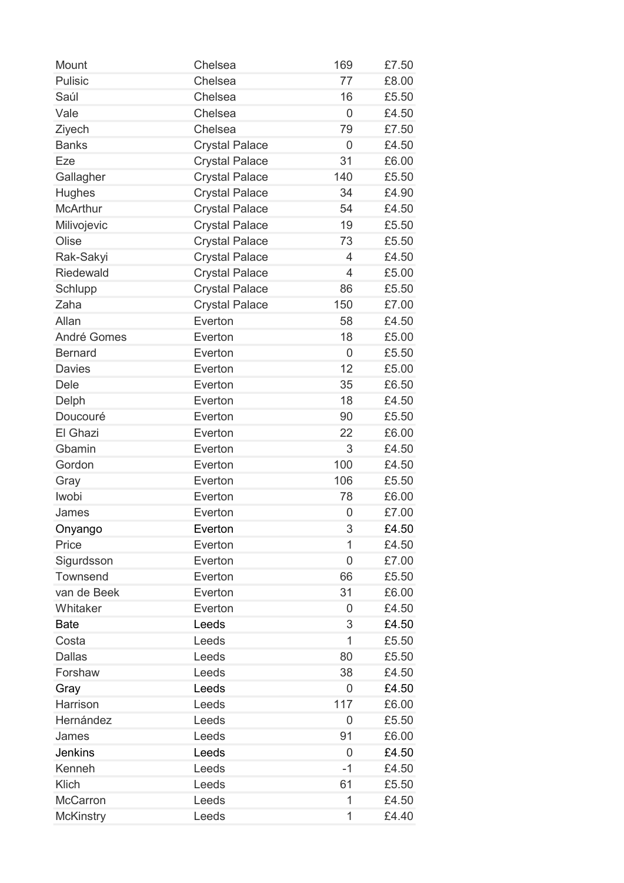| | | | |
|---|---|---|---|
| Mount | Chelsea | 169 | £7.50 |
| Pulisic | Chelsea | 77 | £8.00 |
| Saúl | Chelsea | 16 | £5.50 |
| Vale | Chelsea | 0 | £4.50 |
| Ziyech | Chelsea | 79 | £7.50 |
| Banks | Crystal Palace | 0 | £4.50 |
| Eze | Crystal Palace | 31 | £6.00 |
| Gallagher | Crystal Palace | 140 | £5.50 |
| Hughes | Crystal Palace | 34 | £4.90 |
| McArthur | Crystal Palace | 54 | £4.50 |
| Milivojevic | Crystal Palace | 19 | £5.50 |
| Olise | Crystal Palace | 73 | £5.50 |
| Rak-Sakyi | Crystal Palace | 4 | £4.50 |
| Riedewald | Crystal Palace | 4 | £5.00 |
| Schlupp | Crystal Palace | 86 | £5.50 |
| Zaha | Crystal Palace | 150 | £7.00 |
| Allan | Everton | 58 | £4.50 |
| André Gomes | Everton | 18 | £5.00 |
| Bernard | Everton | 0 | £5.50 |
| Davies | Everton | 12 | £5.00 |
| Dele | Everton | 35 | £6.50 |
| Delph | Everton | 18 | £4.50 |
| Doucouré | Everton | 90 | £5.50 |
| El Ghazi | Everton | 22 | £6.00 |
| Gbamin | Everton | 3 | £4.50 |
| Gordon | Everton | 100 | £4.50 |
| Gray | Everton | 106 | £5.50 |
| Iwobi | Everton | 78 | £6.00 |
| James | Everton | 0 | £7.00 |
| Onyango | Everton | 3 | £4.50 |
| Price | Everton | 1 | £4.50 |
| Sigurdsson | Everton | 0 | £7.00 |
| Townsend | Everton | 66 | £5.50 |
| van de Beek | Everton | 31 | £6.00 |
| Whitaker | Everton | 0 | £4.50 |
| Bate | Leeds | 3 | £4.50 |
| Costa | Leeds | 1 | £5.50 |
| Dallas | Leeds | 80 | £5.50 |
| Forshaw | Leeds | 38 | £4.50 |
| Gray | Leeds | 0 | £4.50 |
| Harrison | Leeds | 117 | £6.00 |
| Hernández | Leeds | 0 | £5.50 |
| James | Leeds | 91 | £6.00 |
| Jenkins | Leeds | 0 | £4.50 |
| Kenneh | Leeds | -1 | £4.50 |
| Klich | Leeds | 61 | £5.50 |
| McCarron | Leeds | 1 | £4.50 |
| McKinstry | Leeds | 1 | £4.40 |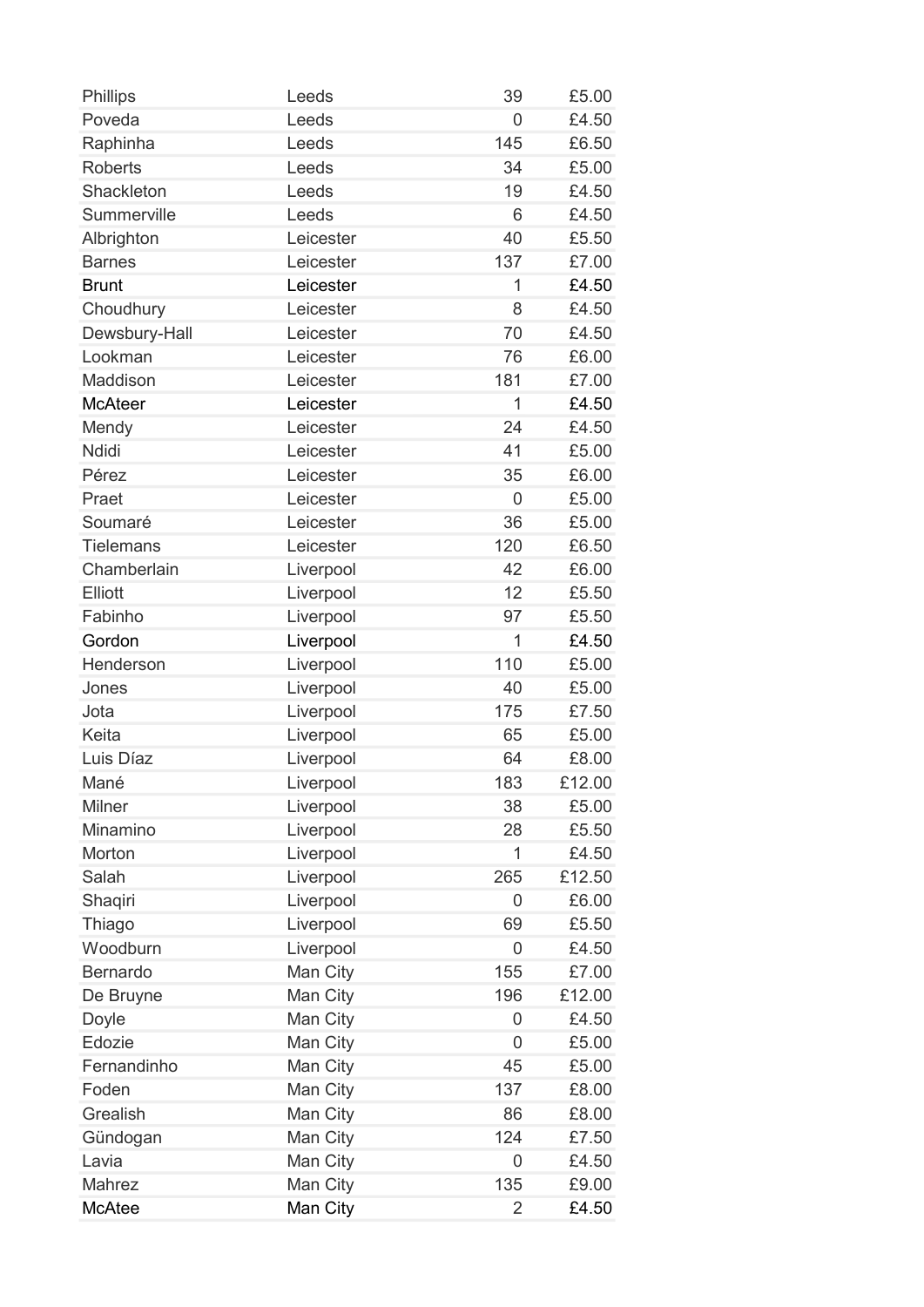| | | | |
|---|---|---|---|
| Phillips | Leeds | 39 | £5.00 |
| Poveda | Leeds | 0 | £4.50 |
| Raphinha | Leeds | 145 | £6.50 |
| Roberts | Leeds | 34 | £5.00 |
| Shackleton | Leeds | 19 | £4.50 |
| Summerville | Leeds | 6 | £4.50 |
| Albrighton | Leicester | 40 | £5.50 |
| Barnes | Leicester | 137 | £7.00 |
| Brunt | Leicester | 1 | £4.50 |
| Choudhury | Leicester | 8 | £4.50 |
| Dewsbury-Hall | Leicester | 70 | £4.50 |
| Lookman | Leicester | 76 | £6.00 |
| Maddison | Leicester | 181 | £7.00 |
| McAteer | Leicester | 1 | £4.50 |
| Mendy | Leicester | 24 | £4.50 |
| Ndidi | Leicester | 41 | £5.00 |
| Pérez | Leicester | 35 | £6.00 |
| Praet | Leicester | 0 | £5.00 |
| Soumaré | Leicester | 36 | £5.00 |
| Tielemans | Leicester | 120 | £6.50 |
| Chamberlain | Liverpool | 42 | £6.00 |
| Elliott | Liverpool | 12 | £5.50 |
| Fabinho | Liverpool | 97 | £5.50 |
| Gordon | Liverpool | 1 | £4.50 |
| Henderson | Liverpool | 110 | £5.00 |
| Jones | Liverpool | 40 | £5.00 |
| Jota | Liverpool | 175 | £7.50 |
| Keita | Liverpool | 65 | £5.00 |
| Luis Díaz | Liverpool | 64 | £8.00 |
| Mané | Liverpool | 183 | £12.00 |
| Milner | Liverpool | 38 | £5.00 |
| Minamino | Liverpool | 28 | £5.50 |
| Morton | Liverpool | 1 | £4.50 |
| Salah | Liverpool | 265 | £12.50 |
| Shaqiri | Liverpool | 0 | £6.00 |
| Thiago | Liverpool | 69 | £5.50 |
| Woodburn | Liverpool | 0 | £4.50 |
| Bernardo | Man City | 155 | £7.00 |
| De Bruyne | Man City | 196 | £12.00 |
| Doyle | Man City | 0 | £4.50 |
| Edozie | Man City | 0 | £5.00 |
| Fernandinho | Man City | 45 | £5.00 |
| Foden | Man City | 137 | £8.00 |
| Grealish | Man City | 86 | £8.00 |
| Gündogan | Man City | 124 | £7.50 |
| Lavia | Man City | 0 | £4.50 |
| Mahrez | Man City | 135 | £9.00 |
| McAtee | Man City | 2 | £4.50 |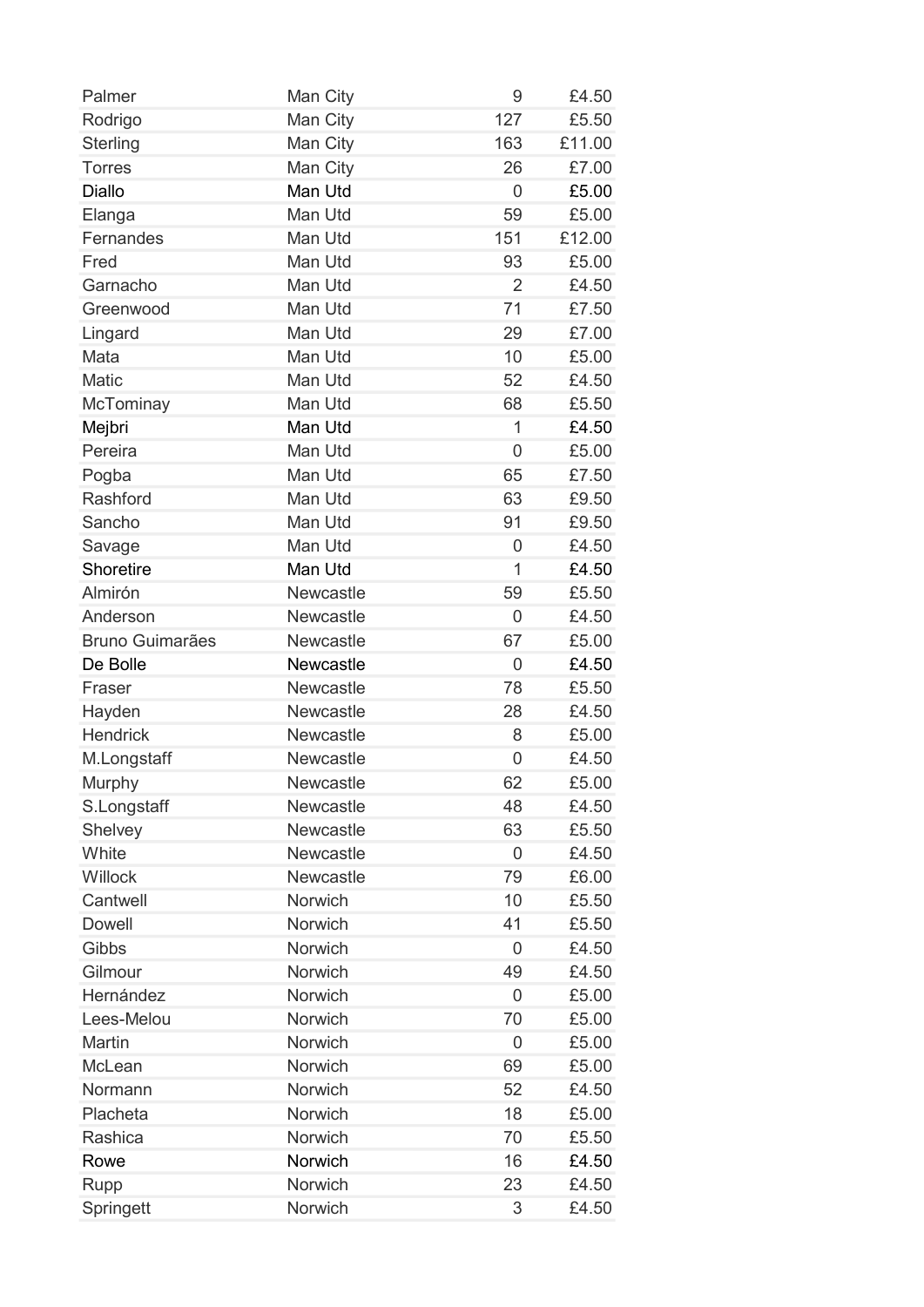| | | | |
|---|---|---|---|
| Palmer | Man City | 9 | £4.50 |
| Rodrigo | Man City | 127 | £5.50 |
| Sterling | Man City | 163 | £11.00 |
| Torres | Man City | 26 | £7.00 |
| Diallo | Man Utd | 0 | £5.00 |
| Elanga | Man Utd | 59 | £5.00 |
| Fernandes | Man Utd | 151 | £12.00 |
| Fred | Man Utd | 93 | £5.00 |
| Garnacho | Man Utd | 2 | £4.50 |
| Greenwood | Man Utd | 71 | £7.50 |
| Lingard | Man Utd | 29 | £7.00 |
| Mata | Man Utd | 10 | £5.00 |
| Matic | Man Utd | 52 | £4.50 |
| McTominay | Man Utd | 68 | £5.50 |
| Mejbri | Man Utd | 1 | £4.50 |
| Pereira | Man Utd | 0 | £5.00 |
| Pogba | Man Utd | 65 | £7.50 |
| Rashford | Man Utd | 63 | £9.50 |
| Sancho | Man Utd | 91 | £9.50 |
| Savage | Man Utd | 0 | £4.50 |
| Shoretire | Man Utd | 1 | £4.50 |
| Almirón | Newcastle | 59 | £5.50 |
| Anderson | Newcastle | 0 | £4.50 |
| Bruno Guimarães | Newcastle | 67 | £5.00 |
| De Bolle | Newcastle | 0 | £4.50 |
| Fraser | Newcastle | 78 | £5.50 |
| Hayden | Newcastle | 28 | £4.50 |
| Hendrick | Newcastle | 8 | £5.00 |
| M.Longstaff | Newcastle | 0 | £4.50 |
| Murphy | Newcastle | 62 | £5.00 |
| S.Longstaff | Newcastle | 48 | £4.50 |
| Shelvey | Newcastle | 63 | £5.50 |
| White | Newcastle | 0 | £4.50 |
| Willock | Newcastle | 79 | £6.00 |
| Cantwell | Norwich | 10 | £5.50 |
| Dowell | Norwich | 41 | £5.50 |
| Gibbs | Norwich | 0 | £4.50 |
| Gilmour | Norwich | 49 | £4.50 |
| Hernández | Norwich | 0 | £5.00 |
| Lees-Melou | Norwich | 70 | £5.00 |
| Martin | Norwich | 0 | £5.00 |
| McLean | Norwich | 69 | £5.00 |
| Normann | Norwich | 52 | £4.50 |
| Placheta | Norwich | 18 | £5.00 |
| Rashica | Norwich | 70 | £5.50 |
| Rowe | Norwich | 16 | £4.50 |
| Rupp | Norwich | 23 | £4.50 |
| Springett | Norwich | 3 | £4.50 |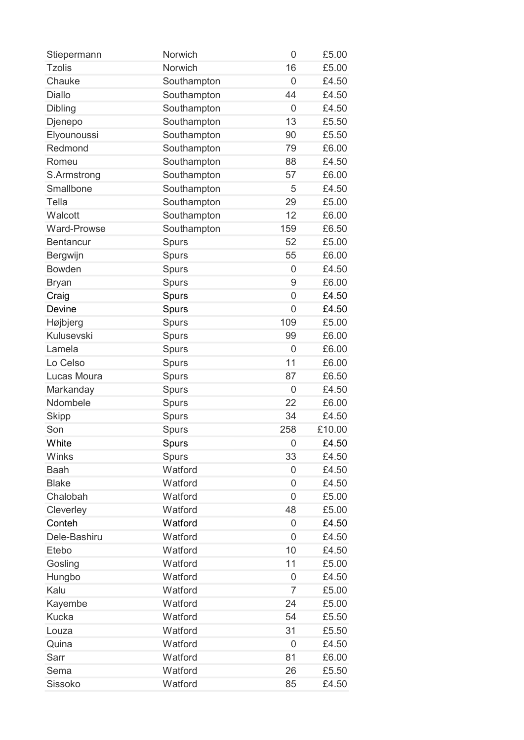| Stiepermann | Norwich | 0 | £5.00 |
|---|---|---|---|
| Tzolis | Norwich | 16 | £5.00 |
| Chauke | Southampton | 0 | £4.50 |
| Diallo | Southampton | 44 | £4.50 |
| Dibling | Southampton | 0 | £4.50 |
| Djenepo | Southampton | 13 | £5.50 |
| Elyounoussi | Southampton | 90 | £5.50 |
| Redmond | Southampton | 79 | £6.00 |
| Romeu | Southampton | 88 | £4.50 |
| S.Armstrong | Southampton | 57 | £6.00 |
| Smallbone | Southampton | 5 | £4.50 |
| Tella | Southampton | 29 | £5.00 |
| Walcott | Southampton | 12 | £6.00 |
| Ward-Prowse | Southampton | 159 | £6.50 |
| Bentancur | Spurs | 52 | £5.00 |
| Bergwijn | Spurs | 55 | £6.00 |
| Bowden | Spurs | 0 | £4.50 |
| Bryan | Spurs | 9 | £6.00 |
| Craig | Spurs | 0 | £4.50 |
| Devine | Spurs | 0 | £4.50 |
| Højbjerg | Spurs | 109 | £5.00 |
| Kulusevski | Spurs | 99 | £6.00 |
| Lamela | Spurs | 0 | £6.00 |
| Lo Celso | Spurs | 11 | £6.00 |
| Lucas Moura | Spurs | 87 | £6.50 |
| Markanday | Spurs | 0 | £4.50 |
| Ndombele | Spurs | 22 | £6.00 |
| Skipp | Spurs | 34 | £4.50 |
| Son | Spurs | 258 | £10.00 |
| White | Spurs | 0 | £4.50 |
| Winks | Spurs | 33 | £4.50 |
| Baah | Watford | 0 | £4.50 |
| Blake | Watford | 0 | £4.50 |
| Chalobah | Watford | 0 | £5.00 |
| Cleverley | Watford | 48 | £5.00 |
| Conteh | Watford | 0 | £4.50 |
| Dele-Bashiru | Watford | 0 | £4.50 |
| Etebo | Watford | 10 | £4.50 |
| Gosling | Watford | 11 | £5.00 |
| Hungbo | Watford | 0 | £4.50 |
| Kalu | Watford | 7 | £5.00 |
| Kayembe | Watford | 24 | £5.00 |
| Kucka | Watford | 54 | £5.50 |
| Louza | Watford | 31 | £5.50 |
| Quina | Watford | 0 | £4.50 |
| Sarr | Watford | 81 | £6.00 |
| Sema | Watford | 26 | £5.50 |
| Sissoko | Watford | 85 | £4.50 |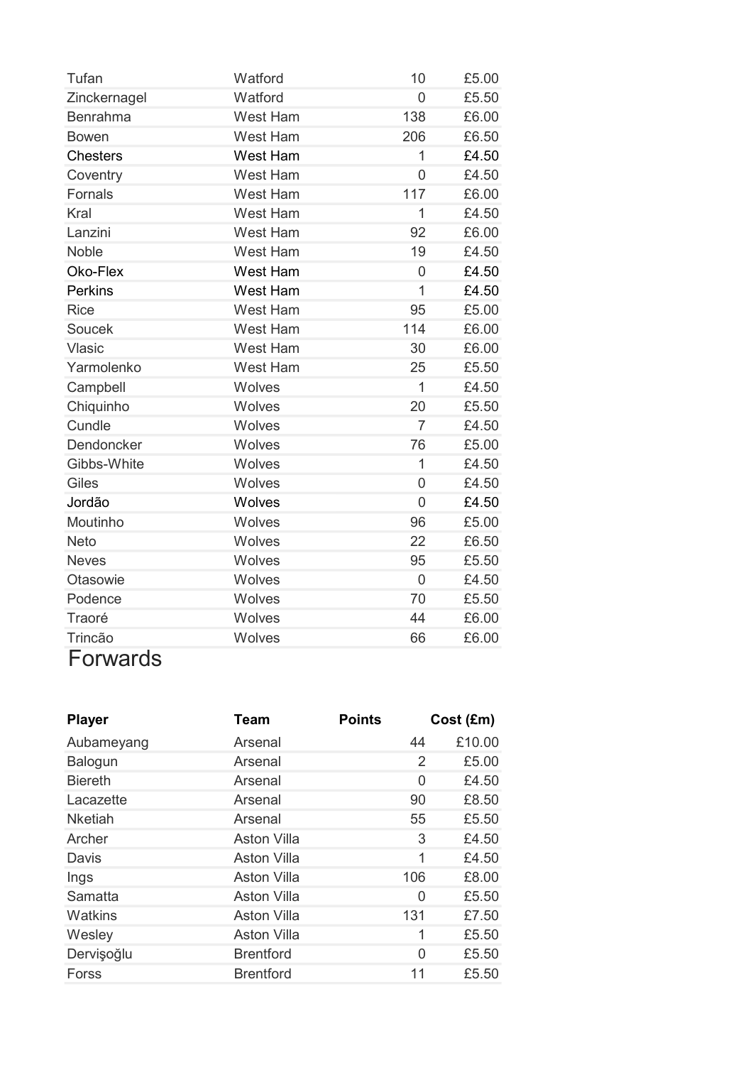| | | | |
|---|---|---|---|
| Tufan | Watford | 10 | £5.00 |
| Zinckernagel | Watford | 0 | £5.50 |
| Benrahma | West Ham | 138 | £6.00 |
| Bowen | West Ham | 206 | £6.50 |
| Chesters | West Ham | 1 | £4.50 |
| Coventry | West Ham | 0 | £4.50 |
| Fornals | West Ham | 117 | £6.00 |
| Kral | West Ham | 1 | £4.50 |
| Lanzini | West Ham | 92 | £6.00 |
| Noble | West Ham | 19 | £4.50 |
| Oko-Flex | West Ham | 0 | £4.50 |
| Perkins | West Ham | 1 | £4.50 |
| Rice | West Ham | 95 | £5.00 |
| Soucek | West Ham | 114 | £6.00 |
| Vlasic | West Ham | 30 | £6.00 |
| Yarmolenko | West Ham | 25 | £5.50 |
| Campbell | Wolves | 1 | £4.50 |
| Chiquinho | Wolves | 20 | £5.50 |
| Cundle | Wolves | 7 | £4.50 |
| Dendoncker | Wolves | 76 | £5.00 |
| Gibbs-White | Wolves | 1 | £4.50 |
| Giles | Wolves | 0 | £4.50 |
| Jordão | Wolves | 0 | £4.50 |
| Moutinho | Wolves | 96 | £5.00 |
| Neto | Wolves | 22 | £6.50 |
| Neves | Wolves | 95 | £5.50 |
| Otasowie | Wolves | 0 | £4.50 |
| Podence | Wolves | 70 | £5.50 |
| Traoré | Wolves | 44 | £6.00 |
| Trincão | Wolves | 66 | £6.00 |

# Forwards

| Player | Team | Points | Cost (£m) |
|---|---|---|---|
| Aubameyang | Arsenal | 44 | £10.00 |
| Balogun | Arsenal | 2 | £5.00 |
| Biereth | Arsenal | 0 | £4.50 |
| Lacazette | Arsenal | 90 | £8.50 |
| Nketiah | Arsenal | 55 | £5.50 |
| Archer | Aston Villa | 3 | £4.50 |
| Davis | Aston Villa | 1 | £4.50 |
| Ings | Aston Villa | 106 | £8.00 |
| Samatta | Aston Villa | 0 | £5.50 |
| Watkins | Aston Villa | 131 | £7.50 |
| Wesley | Aston Villa | 1 | £5.50 |
| Dervişoğlu | Brentford | 0 | £5.50 |
| Forss | Brentford | 11 | £5.50 |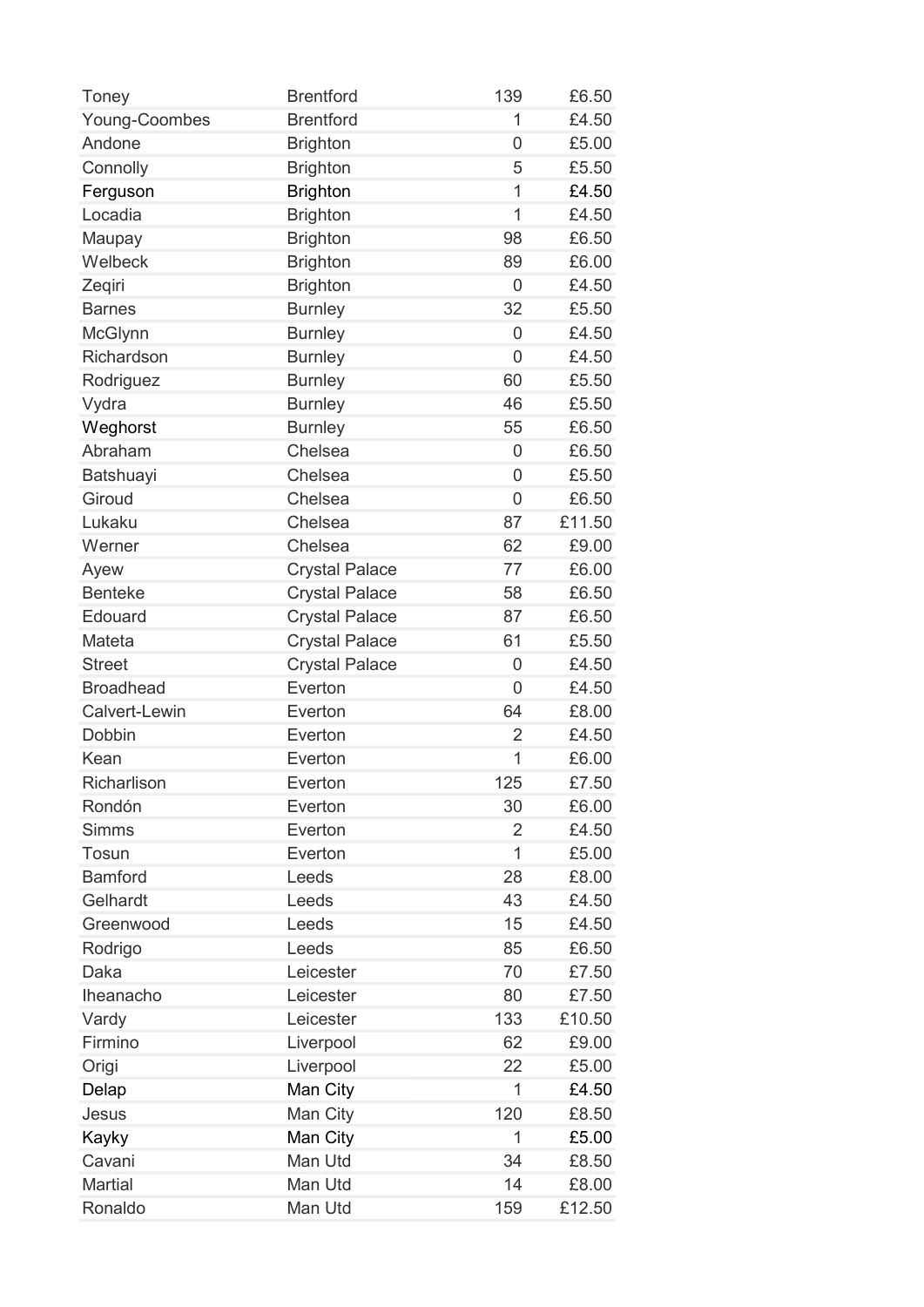| | | | |
|---|---|---|---|
| Toney | Brentford | 139 | £6.50 |
| Young-Coombes | Brentford | 1 | £4.50 |
| Andone | Brighton | 0 | £5.00 |
| Connolly | Brighton | 5 | £5.50 |
| Ferguson | Brighton | 1 | £4.50 |
| Locadia | Brighton | 1 | £4.50 |
| Maupay | Brighton | 98 | £6.50 |
| Welbeck | Brighton | 89 | £6.00 |
| Zeqiri | Brighton | 0 | £4.50 |
| Barnes | Burnley | 32 | £5.50 |
| McGlynn | Burnley | 0 | £4.50 |
| Richardson | Burnley | 0 | £4.50 |
| Rodriguez | Burnley | 60 | £5.50 |
| Vydra | Burnley | 46 | £5.50 |
| Weghorst | Burnley | 55 | £6.50 |
| Abraham | Chelsea | 0 | £6.50 |
| Batshuayi | Chelsea | 0 | £5.50 |
| Giroud | Chelsea | 0 | £6.50 |
| Lukaku | Chelsea | 87 | £11.50 |
| Werner | Chelsea | 62 | £9.00 |
| Ayew | Crystal Palace | 77 | £6.00 |
| Benteke | Crystal Palace | 58 | £6.50 |
| Edouard | Crystal Palace | 87 | £6.50 |
| Mateta | Crystal Palace | 61 | £5.50 |
| Street | Crystal Palace | 0 | £4.50 |
| Broadhead | Everton | 0 | £4.50 |
| Calvert-Lewin | Everton | 64 | £8.00 |
| Dobbin | Everton | 2 | £4.50 |
| Kean | Everton | 1 | £6.00 |
| Richarlison | Everton | 125 | £7.50 |
| Rondón | Everton | 30 | £6.00 |
| Simms | Everton | 2 | £4.50 |
| Tosun | Everton | 1 | £5.00 |
| Bamford | Leeds | 28 | £8.00 |
| Gelhardt | Leeds | 43 | £4.50 |
| Greenwood | Leeds | 15 | £4.50 |
| Rodrigo | Leeds | 85 | £6.50 |
| Daka | Leicester | 70 | £7.50 |
| Iheanacho | Leicester | 80 | £7.50 |
| Vardy | Leicester | 133 | £10.50 |
| Firmino | Liverpool | 62 | £9.00 |
| Origi | Liverpool | 22 | £5.00 |
| Delap | Man City | 1 | £4.50 |
| Jesus | Man City | 120 | £8.50 |
| Kayky | Man City | 1 | £5.00 |
| Cavani | Man Utd | 34 | £8.50 |
| Martial | Man Utd | 14 | £8.00 |
| Ronaldo | Man Utd | 159 | £12.50 |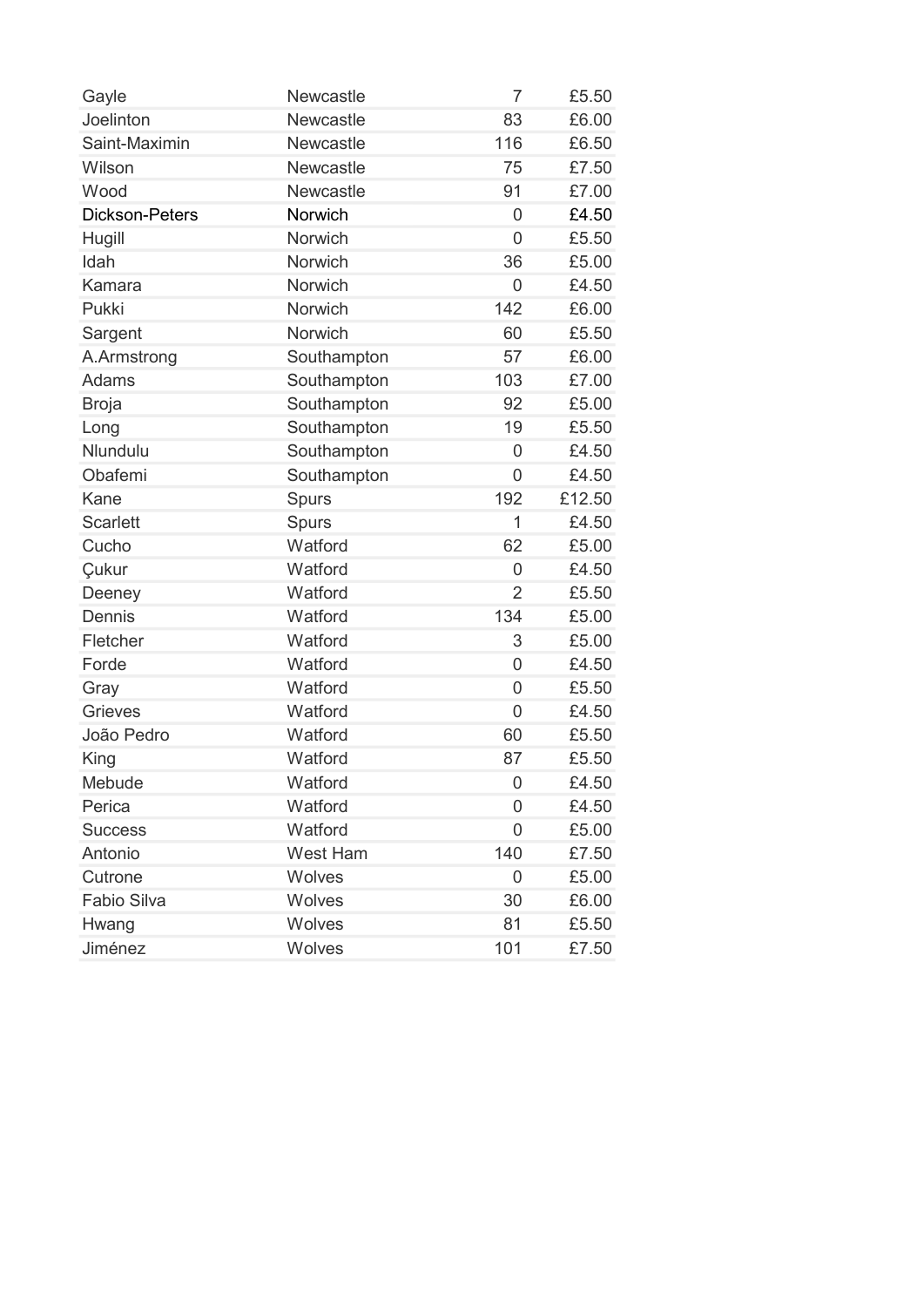| | | | |
|---|---|---|---|
| Gayle | Newcastle | 7 | £5.50 |
| Joelinton | Newcastle | 83 | £6.00 |
| Saint-Maximin | Newcastle | 116 | £6.50 |
| Wilson | Newcastle | 75 | £7.50 |
| Wood | Newcastle | 91 | £7.00 |
| Dickson-Peters | Norwich | 0 | £4.50 |
| Hugill | Norwich | 0 | £5.50 |
| Idah | Norwich | 36 | £5.00 |
| Kamara | Norwich | 0 | £4.50 |
| Pukki | Norwich | 142 | £6.00 |
| Sargent | Norwich | 60 | £5.50 |
| A.Armstrong | Southampton | 57 | £6.00 |
| Adams | Southampton | 103 | £7.00 |
| Broja | Southampton | 92 | £5.00 |
| Long | Southampton | 19 | £5.50 |
| Nlundulu | Southampton | 0 | £4.50 |
| Obafemi | Southampton | 0 | £4.50 |
| Kane | Spurs | 192 | £12.50 |
| Scarlett | Spurs | 1 | £4.50 |
| Cucho | Watford | 62 | £5.00 |
| Çukur | Watford | 0 | £4.50 |
| Deeney | Watford | 2 | £5.50 |
| Dennis | Watford | 134 | £5.00 |
| Fletcher | Watford | 3 | £5.00 |
| Forde | Watford | 0 | £4.50 |
| Gray | Watford | 0 | £5.50 |
| Grieves | Watford | 0 | £4.50 |
| João Pedro | Watford | 60 | £5.50 |
| King | Watford | 87 | £5.50 |
| Mebude | Watford | 0 | £4.50 |
| Perica | Watford | 0 | £4.50 |
| Success | Watford | 0 | £5.00 |
| Antonio | West Ham | 140 | £7.50 |
| Cutrone | Wolves | 0 | £5.00 |
| Fabio Silva | Wolves | 30 | £6.00 |
| Hwang | Wolves | 81 | £5.50 |
| Jiménez | Wolves | 101 | £7.50 |